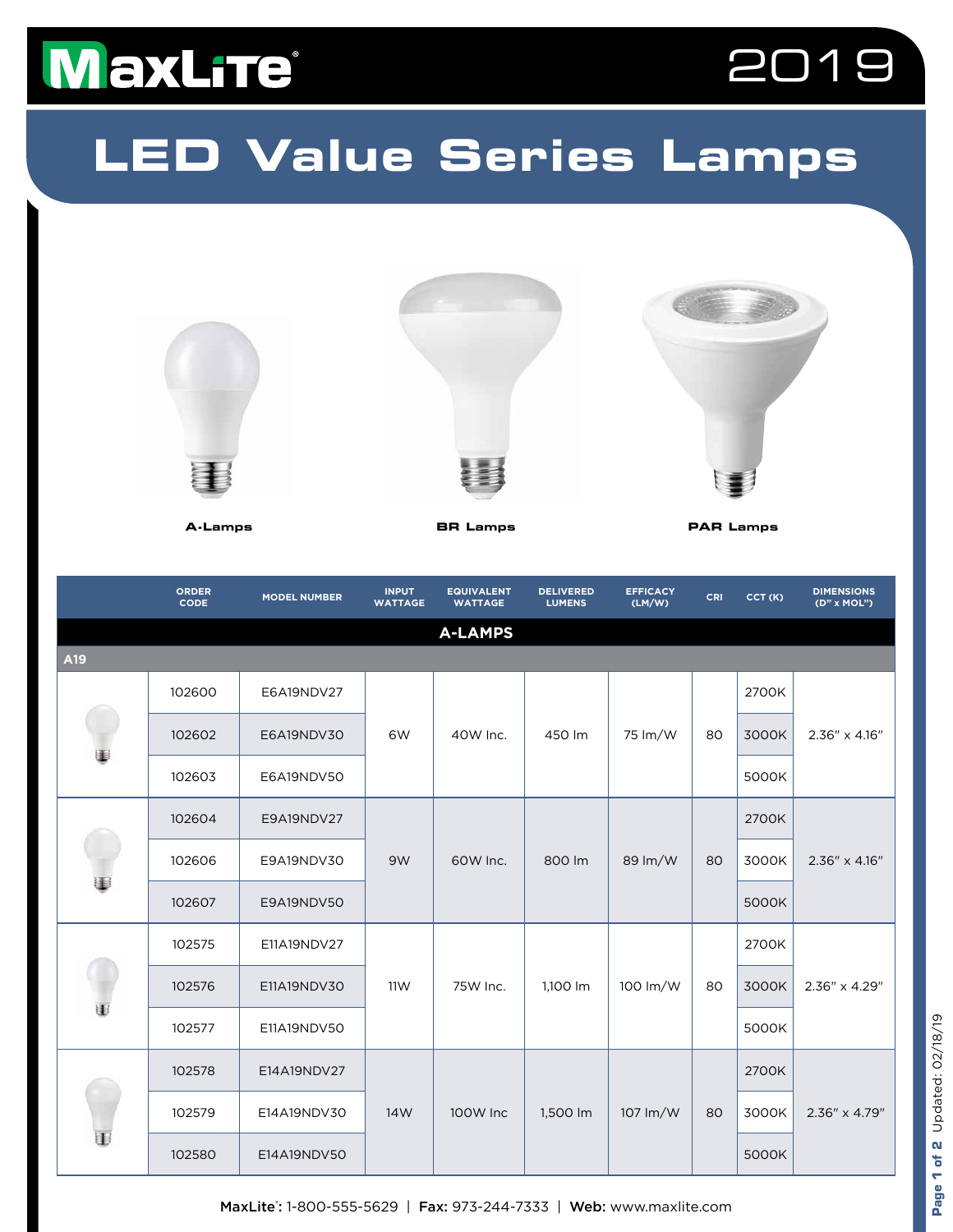MaxLite 2019

# LED Value Series Lamps

A-Lamps

BR Lamps

PAR Lamps

| | ORDER CODE | MODEL NUMBER | INPUT WATTAGE | EQUIVALENT WATTAGE | DELIVERED LUMENS | EFFICACY (LM/W) | CRI | CCT (K) | DIMENSIONS (D" x MOL") |
|---|---|---|---|---|---|---|---|---|---|
| **A-LAMPS** | | | | | | | | | |
| A19 | | | | | | | | | |
| | 102600 | E6A19NDV27 | 6W | 40W Inc. | 450 lm | 75 lm/W | 80 | 2700K | 2.36" x 4.16" |
| | 102602 | E6A19NDV30 | 6W | 40W Inc. | 450 lm | 75 lm/W | 80 | 3000K | 2.36" x 4.16" |
| | 102603 | E6A19NDV50 | 6W | 40W Inc. | 450 lm | 75 lm/W | 80 | 5000K | 2.36" x 4.16" |
| | 102604 | E9A19NDV27 | 9W | 60W Inc. | 800 lm | 89 lm/W | 80 | 2700K | 2.36" x 4.16" |
| | 102606 | E9A19NDV30 | 9W | 60W Inc. | 800 lm | 89 lm/W | 80 | 3000K | 2.36" x 4.16" |
| | 102607 | E9A19NDV50 | 9W | 60W Inc. | 800 lm | 89 lm/W | 80 | 5000K | 2.36" x 4.16" |
| | 102575 | E11A19NDV27 | 11W | 75W Inc. | 1,100 lm | 100 lm/W | 80 | 2700K | 2.36" x 4.29" |
| | 102576 | E11A19NDV30 | 11W | 75W Inc. | 1,100 lm | 100 lm/W | 80 | 3000K | 2.36" x 4.29" |
| | 102577 | E11A19NDV50 | 11W | 75W Inc. | 1,100 lm | 100 lm/W | 80 | 5000K | 2.36" x 4.29" |
| | 102578 | E14A19NDV27 | 14W | 100W Inc | 1,500 lm | 107 lm/W | 80 | 2700K | 2.36" x 4.79" |
| | 102579 | E14A19NDV30 | 14W | 100W Inc | 1,500 lm | 107 lm/W | 80 | 3000K | 2.36" x 4.79" |
| | 102580 | E14A19NDV50 | 14W | 100W Inc | 1,500 lm | 107 lm/W | 80 | 5000K | 2.36" x 4.79" |

**MaxLite**®: 1-800-555-5629 | **Fax:** 973-244-7333 | **Web:** www.maxlite.com

Updated: 02/18/19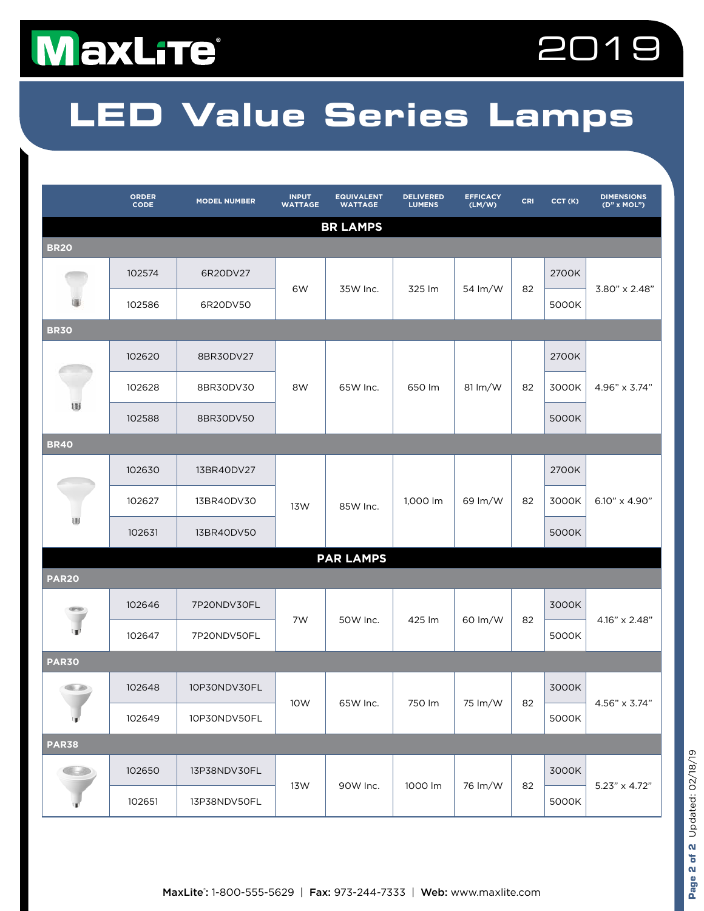MaxLite 2019

# LED Value Series Lamps

| | ORDER CODE | MODEL NUMBER | INPUT WATTAGE | EQUIVALENT WATTAGE | DELIVERED LUMENS | EFFICACY (LM/W) | CRI | CCT (K) | DIMENSIONS (D" x MOL") |
|---|---|---|---|---|---|---|---|---|---|
| **BR LAMPS** | | | | | | | | | |
| **BR20** | | | | | | | | | |
| | 102574 | 6R20DV27 | 6W | 35W Inc. | 325 lm | 54 lm/W | 82 | 2700K | 3.80" x 2.48" |
| | 102586 | 6R20DV50 | | | | | | 5000K | |
| **BR30** | | | | | | | | | |
| | 102620 | 8BR30DV27 | 8W | 65W Inc. | 650 lm | 81 lm/W | 82 | 2700K | 4.96" x 3.74" |
| | 102628 | 8BR30DV30 | | | | | | 3000K | |
| | 102588 | 8BR30DV50 | | | | | | 5000K | |
| **BR40** | | | | | | | | | |
| | 102630 | 13BR40DV27 | 13W | 85W Inc. | 1,000 lm | 69 lm/W | 82 | 2700K | 6.10" x 4.90" |
| | 102627 | 13BR40DV30 | | | | | | 3000K | |
| | 102631 | 13BR40DV50 | | | | | | 5000K | |
| **PAR LAMPS** | | | | | | | | | |
| **PAR20** | | | | | | | | | |
| | 102646 | 7P20NDV30FL | 7W | 50W Inc. | 425 lm | 60 lm/W | 82 | 3000K | 4.16" x 2.48" |
| | 102647 | 7P20NDV50FL | | | | | | 5000K | |
| **PAR30** | | | | | | | | | |
| | 102648 | 10P30NDV30FL | 10W | 65W Inc. | 750 lm | 75 lm/W | 82 | 3000K | 4.56" x 3.74" |
| | 102649 | 10P30NDV50FL | | | | | | 5000K | |
| **PAR38** | | | | | | | | | |
| | 102650 | 13P38NDV30FL | 13W | 90W Inc. | 1000 lm | 76 lm/W | 82 | 3000K | 5.23" x 4.72" |
| | 102651 | 13P38NDV50FL | | | | | | 5000K | |

**MaxLite®:** 1-800-555-5629 | **Fax:** 973-244-7333 | **Web:** www.maxlite.com

Updated: 02/18/19